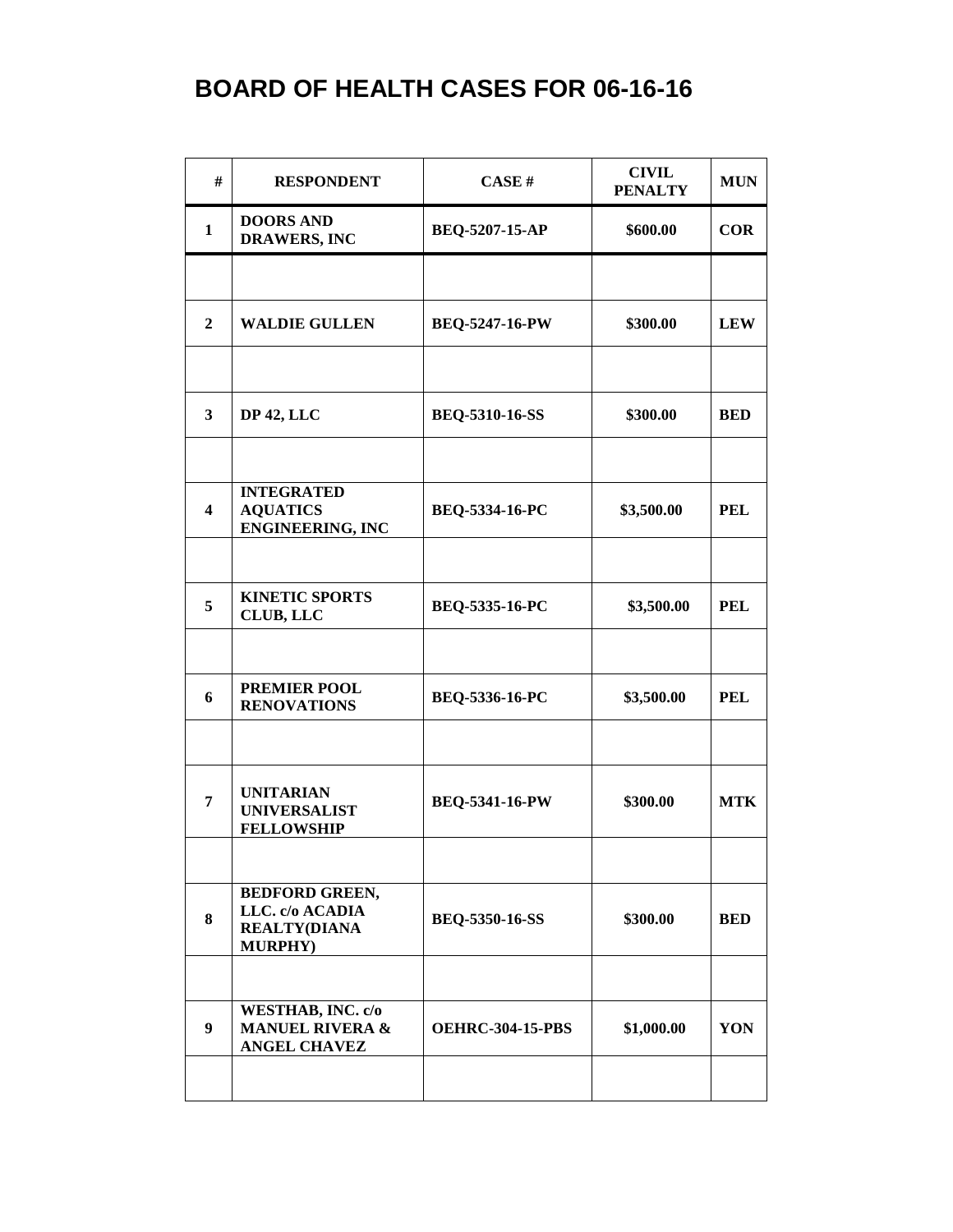# BOARD OF HEALTH CASES FOR 06-16-16

| # | RESPONDENT | CASE # | CIVIL PENALTY | MUN |
|---|---|---|---|---|
| 1 | DOORS AND DRAWERS, INC | BEQ-5207-15-AP | $600.00 | COR |
| | | | | |
| 2 | WALDIE GULLEN | BEQ-5247-16-PW | $300.00 | LEW |
| | | | | |
| 3 | DP 42, LLC | BEQ-5310-16-SS | $300.00 | BED |
| | | | | |
| 4 | INTEGRATED AQUATICS ENGINEERING, INC | BEQ-5334-16-PC | $3,500.00 | PEL |
| | | | | |
| 5 | KINETIC SPORTS CLUB, LLC | BEQ-5335-16-PC | $3,500.00 | PEL |
| | | | | |
| 6 | PREMIER POOL RENOVATIONS | BEQ-5336-16-PC | $3,500.00 | PEL |
| | | | | |
| 7 | UNITARIAN UNIVERSALIST FELLOWSHIP | BEQ-5341-16-PW | $300.00 | MTK |
| | | | | |
| 8 | BEDFORD GREEN, LLC. c/o ACADIA REALTY(DIANA MURPHY) | BEQ-5350-16-SS | $300.00 | BED |
| | | | | |
| 9 | WESTHAB, INC. c/o MANUEL RIVERA & ANGEL CHAVEZ | OEHRC-304-15-PBS | $1,000.00 | YON |
| | | | | |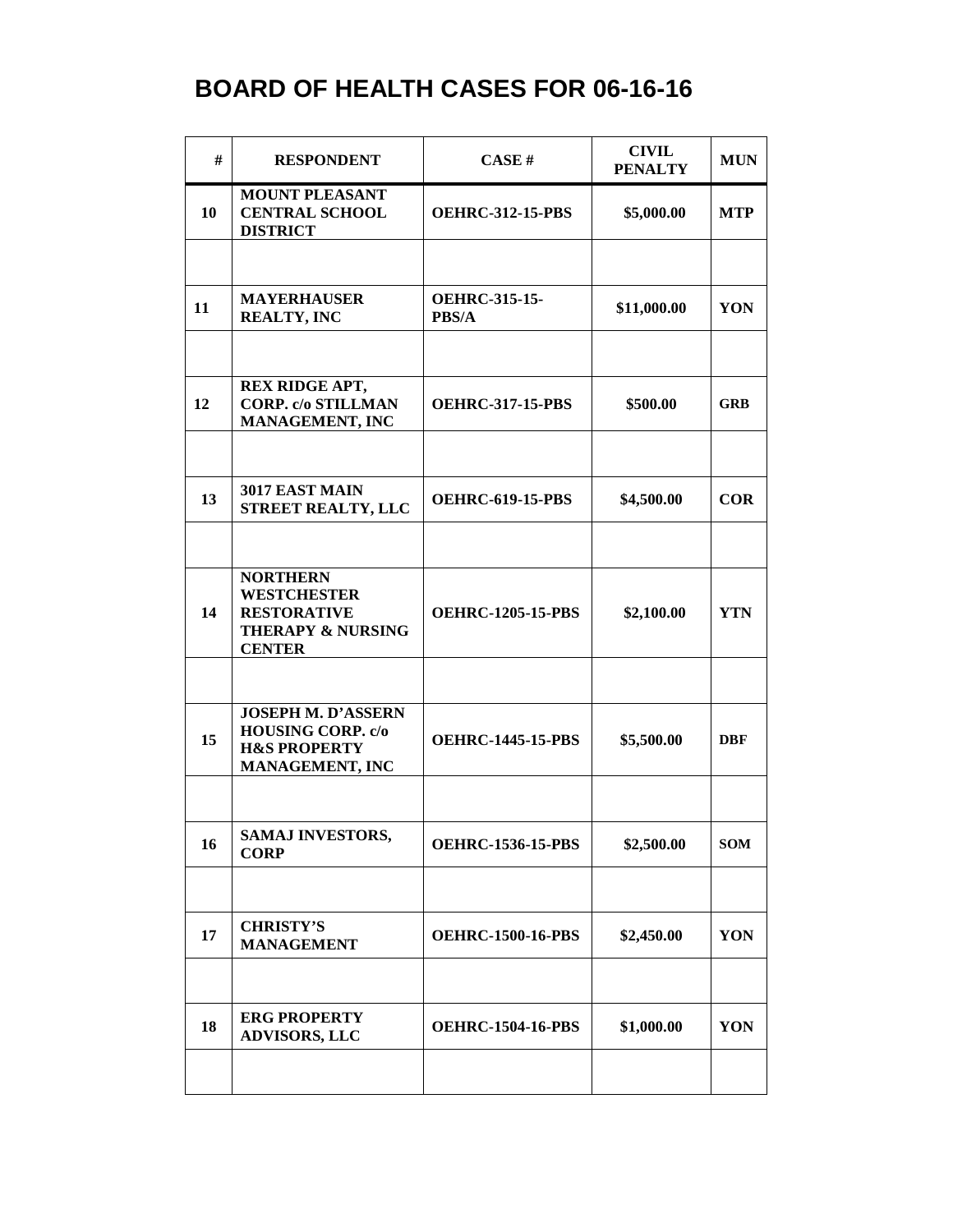# BOARD OF HEALTH CASES FOR 06-16-16

| # | RESPONDENT | CASE # | CIVIL PENALTY | MUN |
|---|---|---|---|---|
| 10 | MOUNT PLEASANT CENTRAL SCHOOL DISTRICT | OEHRC-312-15-PBS | $5,000.00 | MTP |
| | | | | |
| 11 | MAYERHAUSER REALTY, INC | OEHRC-315-15-PBS/A | $11,000.00 | YON |
| | | | | |
| 12 | REX RIDGE APT, CORP. c/o STILLMAN MANAGEMENT, INC | OEHRC-317-15-PBS | $500.00 | GRB |
| | | | | |
| 13 | 3017 EAST MAIN STREET REALTY, LLC | OEHRC-619-15-PBS | $4,500.00 | COR |
| | | | | |
| 14 | NORTHERN WESTCHESTER RESTORATIVE THERAPY & NURSING CENTER | OEHRC-1205-15-PBS | $2,100.00 | YTN |
| | | | | |
| 15 | JOSEPH M. D'ASSERN HOUSING CORP. c/o H&S PROPERTY MANAGEMENT, INC | OEHRC-1445-15-PBS | $5,500.00 | DBF |
| | | | | |
| 16 | SAMAJ INVESTORS, CORP | OEHRC-1536-15-PBS | $2,500.00 | SOM |
| | | | | |
| 17 | CHRISTY'S MANAGEMENT | OEHRC-1500-16-PBS | $2,450.00 | YON |
| | | | | |
| 18 | ERG PROPERTY ADVISORS, LLC | OEHRC-1504-16-PBS | $1,000.00 | YON |
| | | | | |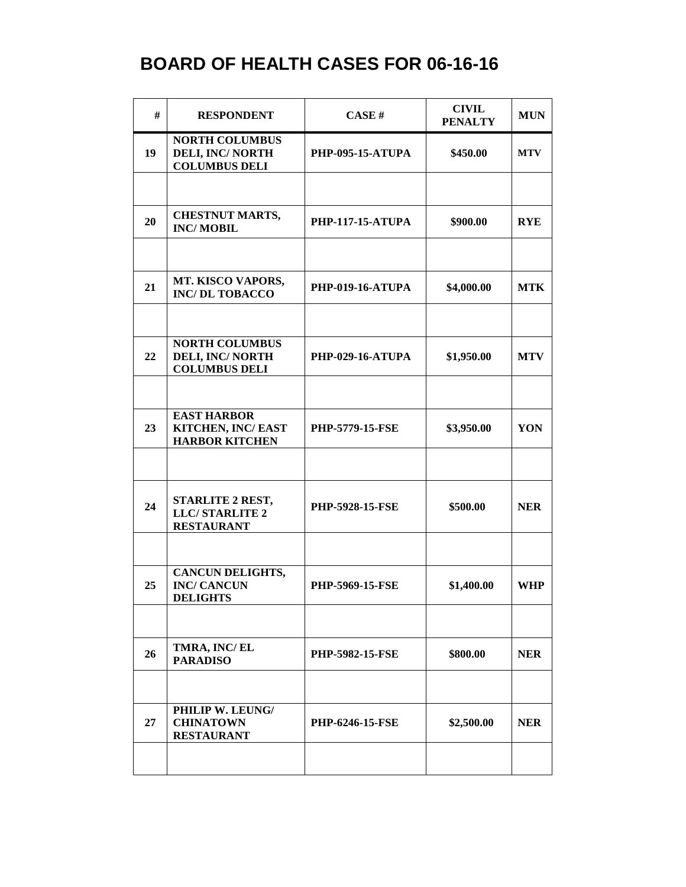# BOARD OF HEALTH CASES FOR 06-16-16

| # | RESPONDENT | CASE # | CIVIL PENALTY | MUN |
|---|---|---|---|---|
| 19 | NORTH COLUMBUS DELI, INC/ NORTH COLUMBUS DELI | PHP-095-15-ATUPA | $450.00 | MTV |
| | | | | |
| 20 | CHESTNUT MARTS, INC/ MOBIL | PHP-117-15-ATUPA | $900.00 | RYE |
| | | | | |
| 21 | MT. KISCO VAPORS, INC/ DL TOBACCO | PHP-019-16-ATUPA | $4,000.00 | MTK |
| | | | | |
| 22 | NORTH COLUMBUS DELI, INC/ NORTH COLUMBUS DELI | PHP-029-16-ATUPA | $1,950.00 | MTV |
| | | | | |
| 23 | EAST HARBOR KITCHEN, INC/ EAST HARBOR KITCHEN | PHP-5779-15-FSE | $3,950.00 | YON |
| | | | | |
| 24 | STARLITE 2 REST, LLC/ STARLITE 2 RESTAURANT | PHP-5928-15-FSE | $500.00 | NER |
| | | | | |
| 25 | CANCUN DELIGHTS, INC/ CANCUN DELIGHTS | PHP-5969-15-FSE | $1,400.00 | WHP |
| | | | | |
| 26 | TMRA, INC/ EL PARADISO | PHP-5982-15-FSE | $800.00 | NER |
| | | | | |
| 27 | PHILIP W. LEUNG/ CHINATOWN RESTAURANT | PHP-6246-15-FSE | $2,500.00 | NER |
| | | | | |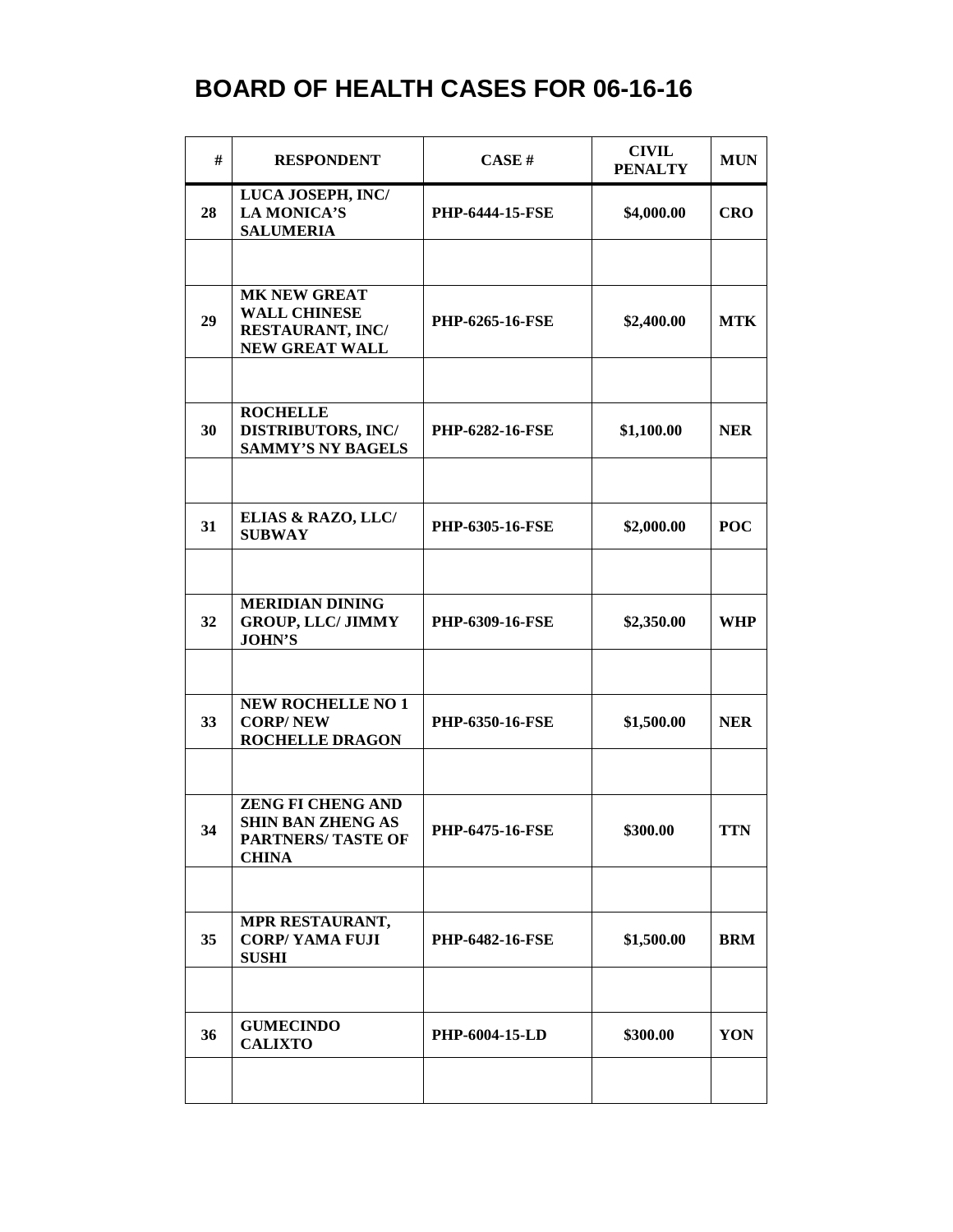# BOARD OF HEALTH CASES FOR 06-16-16

| # | RESPONDENT | CASE # | CIVIL PENALTY | MUN |
|---|---|---|---|---|
| 28 | LUCA JOSEPH, INC/ LA MONICA'S SALUMERIA | PHP-6444-15-FSE | $4,000.00 | CRO |
| | | | | |
| 29 | MK NEW GREAT WALL CHINESE RESTAURANT, INC/ NEW GREAT WALL | PHP-6265-16-FSE | $2,400.00 | MTK |
| | | | | |
| 30 | ROCHELLE DISTRIBUTORS, INC/ SAMMY'S NY BAGELS | PHP-6282-16-FSE | $1,100.00 | NER |
| | | | | |
| 31 | ELIAS & RAZO, LLC/ SUBWAY | PHP-6305-16-FSE | $2,000.00 | POC |
| | | | | |
| 32 | MERIDIAN DINING GROUP, LLC/ JIMMY JOHN'S | PHP-6309-16-FSE | $2,350.00 | WHP |
| | | | | |
| 33 | NEW ROCHELLE NO 1 CORP/ NEW ROCHELLE DRAGON | PHP-6350-16-FSE | $1,500.00 | NER |
| | | | | |
| 34 | ZENG FI CHENG AND SHIN BAN ZHENG AS PARTNERS/ TASTE OF CHINA | PHP-6475-16-FSE | $300.00 | TTN |
| | | | | |
| 35 | MPR RESTAURANT, CORP/ YAMA FUJI SUSHI | PHP-6482-16-FSE | $1,500.00 | BRM |
| | | | | |
| 36 | GUMECINDO CALIXTO | PHP-6004-15-LD | $300.00 | YON |
| | | | | |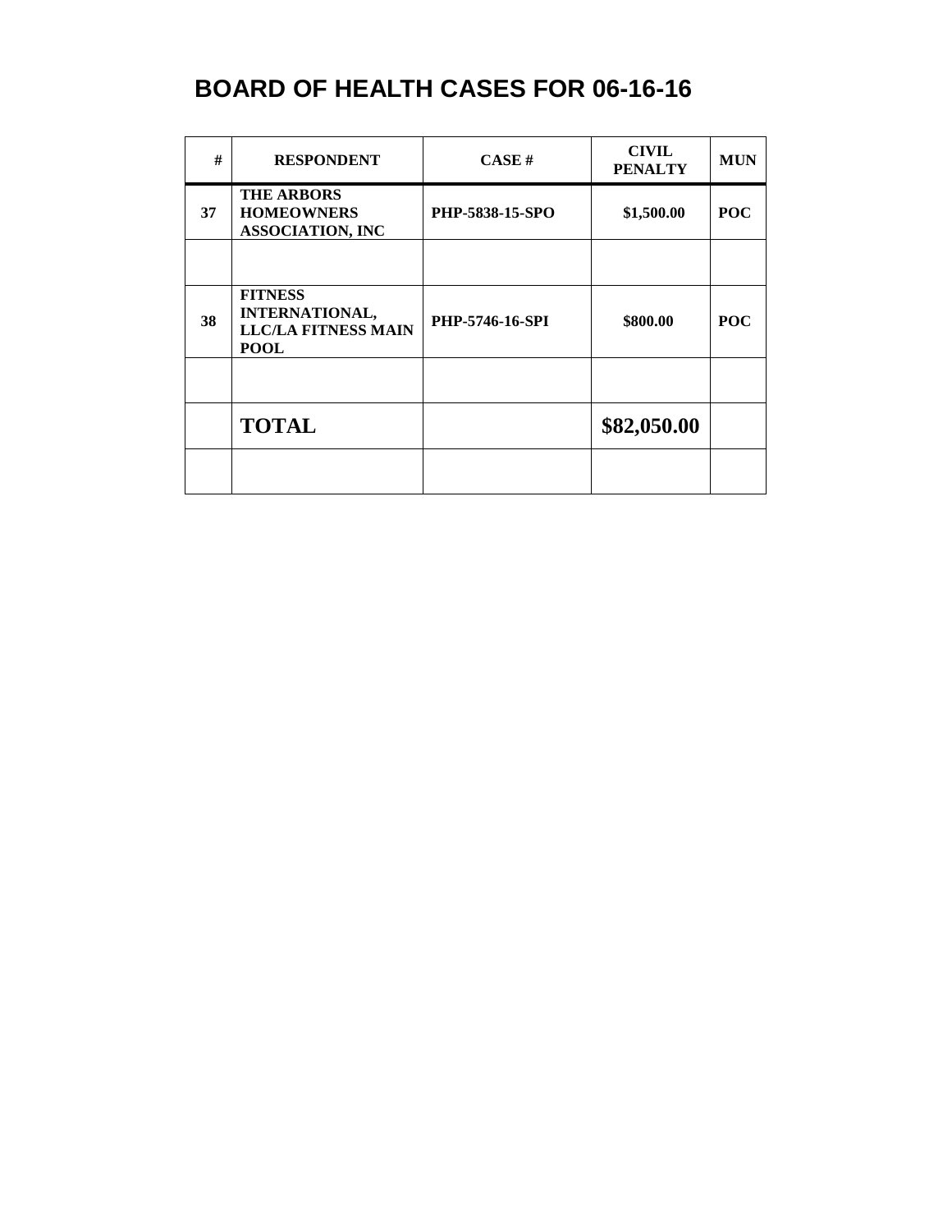# BOARD OF HEALTH CASES FOR 06-16-16

| # | RESPONDENT | CASE # | CIVIL PENALTY | MUN |
|---|---|---|---|---|
| 37 | THE ARBORS HOMEOWNERS ASSOCIATION, INC | PHP-5838-15-SPO | $1,500.00 | POC |
| | | | | |
| 38 | FITNESS INTERNATIONAL, LLC/LA FITNESS MAIN POOL | PHP-5746-16-SPI | $800.00 | POC |
| | | | | |
| | **TOTAL** | | **$82,050.00** | |
| | | | | |